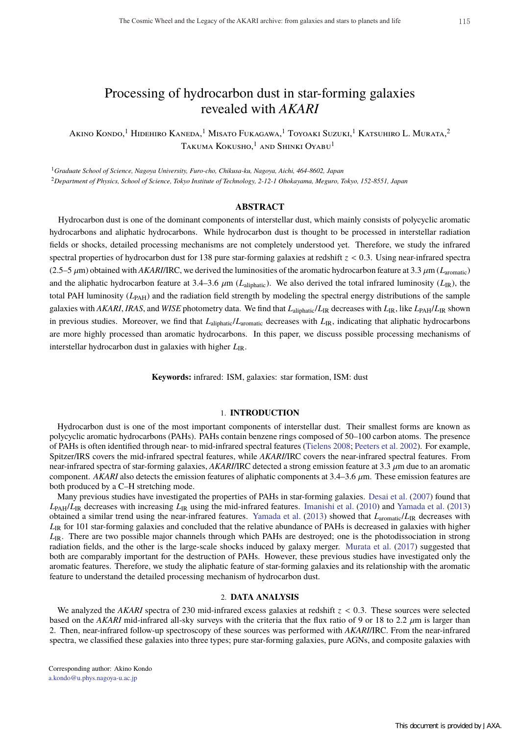# Processing of hydrocarbon dust in star-forming galaxies revealed with *AKARI*

Akino Kondo,[1] Hidehiro Kaneda,[1] Misato Fukagawa,[1] Toyoaki Suzuki,[1] Katsuhiro L. Murata,[2] Takuma Kokusho,[1] and Shinki Oyabu[1]

[1]*Graduate School of Science, Nagoya University, Furo-cho, Chikusa-ku, Nagoya, Aichi, 464-8602, Japan*

[2]*Department of Physics, School of Science, Tokyo Institute of Technology, 2-12-1 Ohokayama, Meguro, Tokyo, 152-8551, Japan*

## ABSTRACT

Hydrocarbon dust is one of the dominant components of interstellar dust, which mainly consists of polycyclic aromatic hydrocarbons and aliphatic hydrocarbons. While hydrocarbon dust is thought to be processed in interstellar radiation fields or shocks, detailed processing mechanisms are not completely understood yet. Therefore, we study the infrared spectral properties of hydrocarbon dust for 138 pure star-forming galaxies at redshift $z < 0.3$. Using near-infrared spectra (2.5–5 $\mu$m) obtained with *AKARI*/IRC, we derived the luminosities of the aromatic hydrocarbon feature at 3.3 $\mu$m ($L_{\rm aromatic}$) and the aliphatic hydrocarbon feature at 3.4–3.6 $\mu$m ($L_{\rm aliphatic}$). We also derived the total infrared luminosity ($L_{\rm IR}$), the total PAH luminosity ($L_{\rm PAH}$) and the radiation field strength by modeling the spectral energy distributions of the sample galaxies with *AKARI*, *IRAS*, and *WISE* photometry data. We find that $L_{\rm aliphatic}/L_{\rm IR}$ decreases with $L_{\rm IR}$, like $L_{\rm PAH}/L_{\rm IR}$ shown in previous studies. Moreover, we find that $L_{\rm aliphatic}/L_{\rm aromatic}$ decreases with $L_{\rm IR}$, indicating that aliphatic hydrocarbons are more highly processed than aromatic hydrocarbons. In this paper, we discuss possible processing mechanisms of interstellar hydrocarbon dust in galaxies with higher $L_{\rm IR}$.

**Keywords:** infrared: ISM, galaxies: star formation, ISM: dust

## 1. INTRODUCTION

Hydrocarbon dust is one of the most important components of interstellar dust. Their smallest forms are known as polycyclic aromatic hydrocarbons (PAHs). PAHs contain benzene rings composed of 50–100 carbon atoms. The presence of PAHs is often identified through near- to mid-infrared spectral features (Tielens 2008; Peeters et al. 2002). For example, Spitzer/IRS covers the mid-infrared spectral features, while *AKARI*/IRC covers the near-infrared spectral features. From near-infrared spectra of star-forming galaxies, *AKARI*/IRC detected a strong emission feature at 3.3 $\mu$m due to an aromatic component. *AKARI* also detects the emission features of aliphatic components at 3.4–3.6 $\mu$m. These emission features are both produced by a C–H stretching mode.

Many previous studies have investigated the properties of PAHs in star-forming galaxies. Desai et al. (2007) found that $L_{\rm PAH}/L_{\rm IR}$ decreases with increasing $L_{\rm IR}$ using the mid-infrared features. Imanishi et al. (2010) and Yamada et al. (2013) obtained a similar trend using the near-infrared features. Yamada et al. (2013) showed that $L_{\rm aromatic}/L_{\rm IR}$ decreases with $L_{\rm IR}$ for 101 star-forming galaxies and concluded that the relative abundance of PAHs is decreased in galaxies with higher $L_{\rm IR}$. There are two possible major channels through which PAHs are destroyed; one is the photodissociation in strong radiation fields, and the other is the large-scale shocks induced by galaxy merger. Murata et al. (2017) suggested that both are comparably important for the destruction of PAHs. However, these previous studies have investigated only the aromatic features. Therefore, we study the aliphatic feature of star-forming galaxies and its relationship with the aromatic feature to understand the detailed processing mechanism of hydrocarbon dust.

## 2. DATA ANALYSIS

We analyzed the *AKARI* spectra of 230 mid-infrared excess galaxies at redshift $z < 0.3$. These sources were selected based on the *AKARI* mid-infrared all-sky surveys with the criteria that the flux ratio of 9 or 18 to 2.2 $\mu$m is larger than 2. Then, near-infrared follow-up spectroscopy of these sources was performed with *AKARI*/IRC. From the near-infrared spectra, we classified these galaxies into three types; pure star-forming galaxies, pure AGNs, and composite galaxies with

Corresponding author: Akino Kondo
a.kondo@u.phys.nagoya-u.ac.jp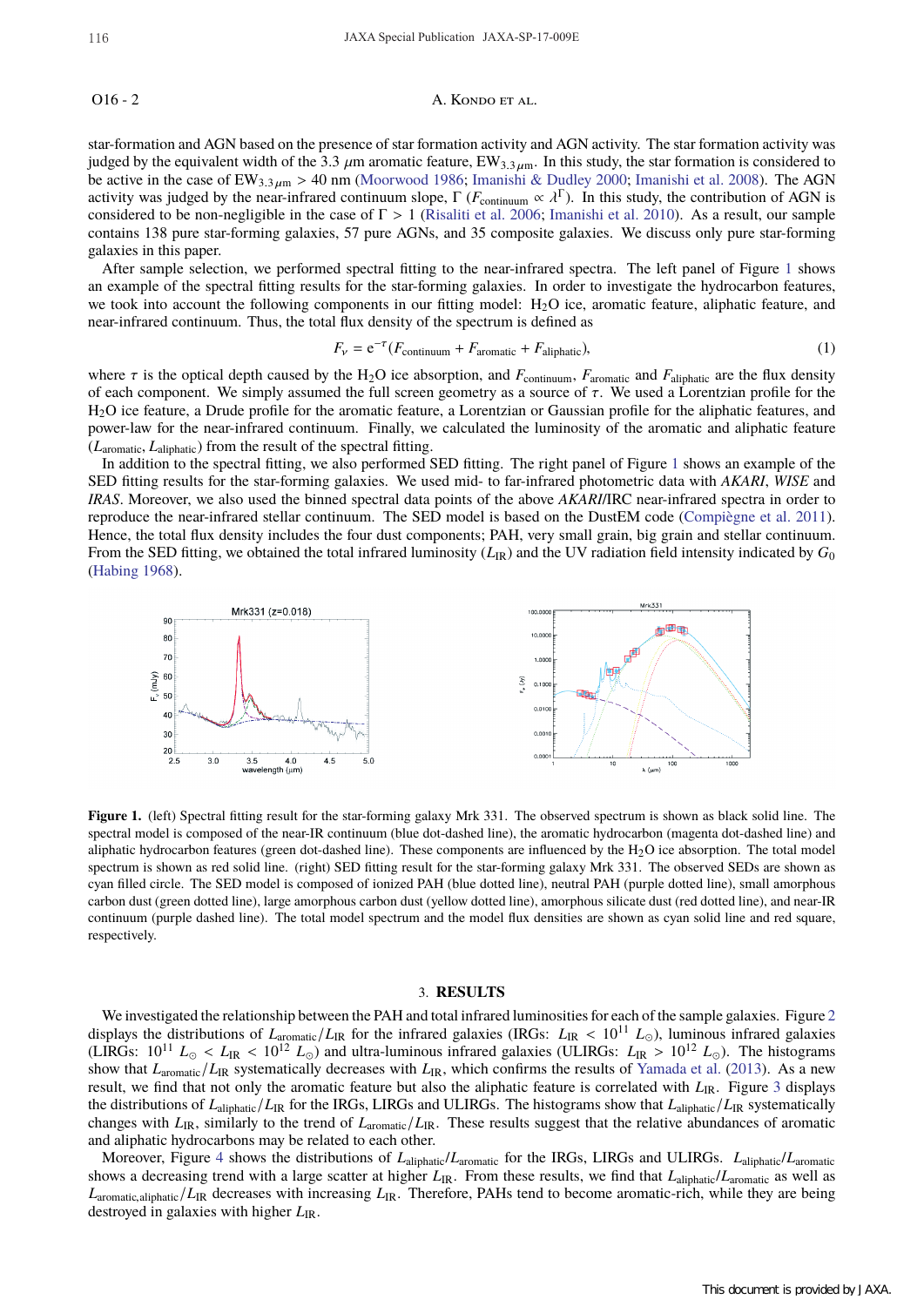star-formation and AGN based on the presence of star formation activity and AGN activity. The star formation activity was judged by the equivalent width of the 3.3 $\mu$m aromatic feature, $EW_{3.3\mu m}$. In this study, the star formation is considered to be active in the case of $EW_{3.3\mu m} > 40$ nm (Moorwood 1986; Imanishi & Dudley 2000; Imanishi et al. 2008). The AGN activity was judged by the near-infrared continuum slope, $\Gamma$ ($F_{\rm continuum} \propto \lambda^{\Gamma}$). In this study, the contribution of AGN is considered to be non-negligible in the case of $\Gamma > 1$ (Risaliti et al. 2006; Imanishi et al. 2010). As a result, our sample contains 138 pure star-forming galaxies, 57 pure AGNs, and 35 composite galaxies. We discuss only pure star-forming galaxies in this paper.

After sample selection, we performed spectral fitting to the near-infrared spectra. The left panel of Figure 1 shows an example of the spectral fitting results for the star-forming galaxies. In order to investigate the hydrocarbon features, we took into account the following components in our fitting model: $H_2O$ ice, aromatic feature, aliphatic feature, and near-infrared continuum. Thus, the total flux density of the spectrum is defined as

$$F_{\nu} = e^{-\tau}(F_{\rm continuum} + F_{\rm aromatic} + F_{\rm aliphatic}), \tag{1}$$

where $\tau$ is the optical depth caused by the $H_2O$ ice absorption, and $F_{\rm continuum}$, $F_{\rm aromatic}$ and $F_{\rm aliphatic}$ are the flux density of each component. We simply assumed the full screen geometry as a source of $\tau$. We used a Lorentzian profile for the $H_2O$ ice feature, a Drude profile for the aromatic feature, a Lorentzian or Gaussian profile for the aliphatic features, and power-law for the near-infrared continuum. Finally, we calculated the luminosity of the aromatic and aliphatic feature ($L_{\rm aromatic}$, $L_{\rm aliphatic}$) from the result of the spectral fitting.

In addition to the spectral fitting, we also performed SED fitting. The right panel of Figure 1 shows an example of the SED fitting results for the star-forming galaxies. We used mid- to far-infrared photometric data with *AKARI*, *WISE* and *IRAS*. Moreover, we also used the binned spectral data points of the above *AKARI*/IRC near-infrared spectra in order to reproduce the near-infrared stellar continuum. The SED model is based on the DustEM code (Compiègne et al. 2011). Hence, the total flux density includes the four dust components; PAH, very small grain, big grain and stellar continuum. From the SED fitting, we obtained the total infrared luminosity ($L_{\rm IR}$) and the UV radiation field intensity indicated by $G_0$ (Habing 1968).

**Figure 1.** (left) Spectral fitting result for the star-forming galaxy Mrk 331. The observed spectrum is shown as black solid line. The spectral model is composed of the near-IR continuum (blue dot-dashed line), the aromatic hydrocarbon (magenta dot-dashed line) and aliphatic hydrocarbon features (green dot-dashed line). These components are influenced by the $H_2O$ ice absorption. The total model spectrum is shown as red solid line. (right) SED fitting result for the star-forming galaxy Mrk 331. The observed SEDs are shown as cyan filled circle. The SED model is composed of ionized PAH (blue dotted line), neutral PAH (purple dotted line), small amorphous carbon dust (green dotted line), large amorphous carbon dust (yellow dotted line), amorphous silicate dust (red dotted line), and near-IR continuum (purple dashed line). The total model spectrum and the model flux densities are shown as cyan solid line and red square, respectively.

## 3. RESULTS

We investigated the relationship between the PAH and total infrared luminosities for each of the sample galaxies. Figure 2 displays the distributions of $L_{\rm aromatic}/L_{\rm IR}$ for the infrared galaxies (IRGs: $L_{\rm IR} < 10^{11}$ $L_{\odot}$), luminous infrared galaxies (LIRGs: $10^{11}$ $L_{\odot} < L_{\rm IR} < 10^{12}$ $L_{\odot}$) and ultra-luminous infrared galaxies (ULIRGs: $L_{\rm IR} > 10^{12}$ $L_{\odot}$). The histograms show that $L_{\rm aromatic}/L_{\rm IR}$ systematically decreases with $L_{\rm IR}$, which confirms the results of Yamada et al. (2013). As a new result, we find that not only the aromatic feature but also the aliphatic feature is correlated with $L_{\rm IR}$. Figure 3 displays the distributions of $L_{\rm aliphatic}/L_{\rm IR}$ for the IRGs, LIRGs and ULIRGs. The histograms show that $L_{\rm aliphatic}/L_{\rm IR}$ systematically changes with $L_{\rm IR}$, similarly to the trend of $L_{\rm aromatic}/L_{\rm IR}$. These results suggest that the relative abundances of aromatic and aliphatic hydrocarbons may be related to each other.

Moreover, Figure 4 shows the distributions of $L_{\rm aliphatic}/L_{\rm aromatic}$ for the IRGs, LIRGs and ULIRGs. $L_{\rm aliphatic}/L_{\rm aromatic}$ shows a decreasing trend with a large scatter at higher $L_{\rm IR}$. From these results, we find that $L_{\rm aliphatic}/L_{\rm aromatic}$ as well as $L_{\rm aromatic,aliphatic}/L_{\rm IR}$ decreases with increasing $L_{\rm IR}$. Therefore, PAHs tend to become aromatic-rich, while they are being destroyed in galaxies with higher $L_{\rm IR}$.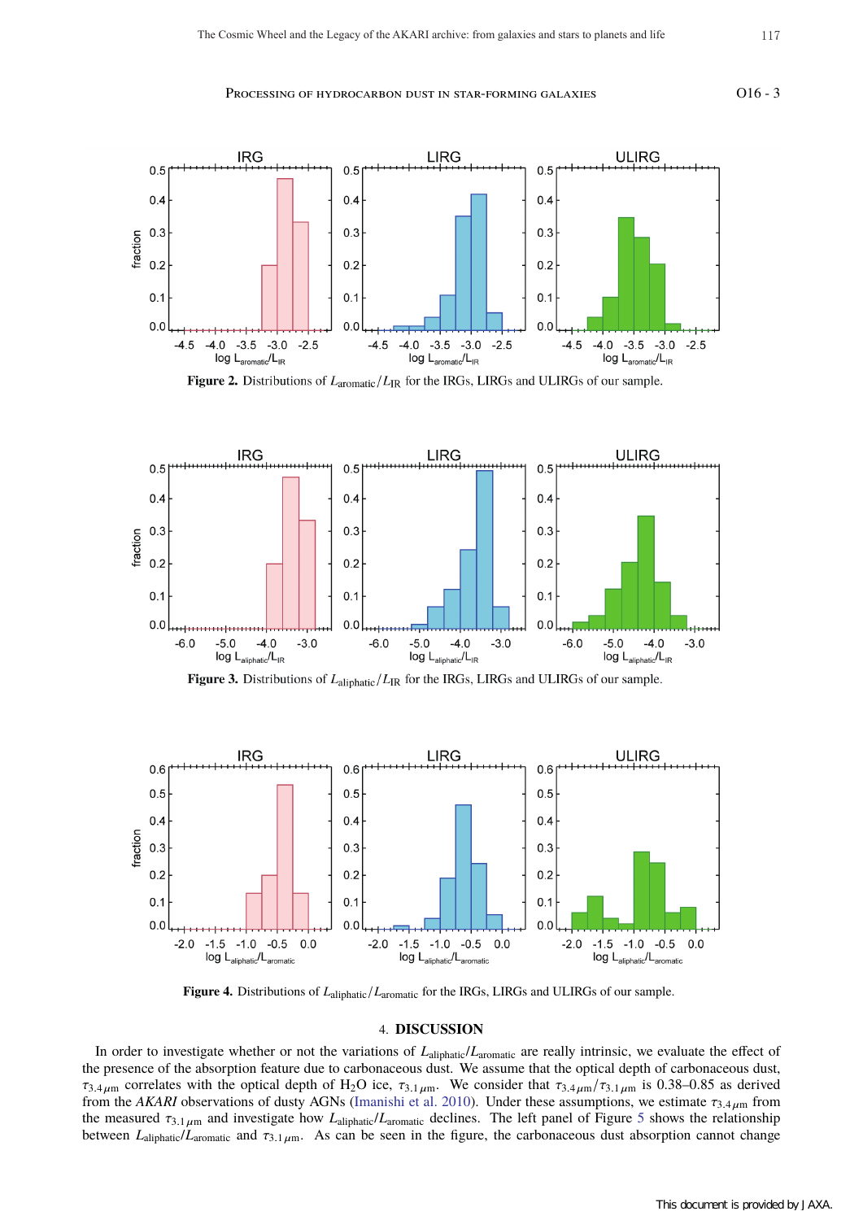Figure 2. Distributions of $L_{\rm aromatic}/L_{\rm IR}$ for the IRGs, LIRGs and ULIRGs of our sample.

Figure 3. Distributions of $L_{\rm aliphatic}/L_{\rm IR}$ for the IRGs, LIRGs and ULIRGs of our sample.

Figure 4. Distributions of $L_{\rm aliphatic}/L_{\rm aromatic}$ for the IRGs, LIRGs and ULIRGs of our sample.

## 4. DISCUSSION

In order to investigate whether or not the variations of $L_{\rm aliphatic}/L_{\rm aromatic}$ are really intrinsic, we evaluate the effect of the presence of the absorption feature due to carbonaceous dust. We assume that the optical depth of carbonaceous dust, $\tau_{3.4\,\mu{\rm m}}$ correlates with the optical depth of $H_2O$ ice, $\tau_{3.1\,\mu{\rm m}}$. We consider that $\tau_{3.4\,\mu{\rm m}}/\tau_{3.1\,\mu{\rm m}}$ is 0.38–0.85 as derived from the *AKARI* observations of dusty AGNs (Imanishi et al. 2010). Under these assumptions, we estimate $\tau_{3.4\,\mu{\rm m}}$ from the measured $\tau_{3.1\,\mu{\rm m}}$ and investigate how $L_{\rm aliphatic}/L_{\rm aromatic}$ declines. The left panel of Figure 5 shows the relationship between $L_{\rm aliphatic}/L_{\rm aromatic}$ and $\tau_{3.1\,\mu{\rm m}}$. As can be seen in the figure, the carbonaceous dust absorption cannot change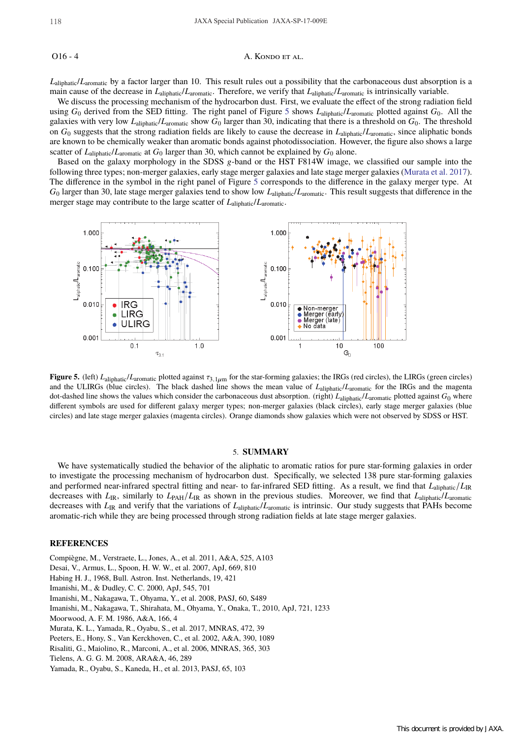$L_{\mathrm{aliphatic}}/L_{\mathrm{aromatic}}$ by a factor larger than 10. This result rules out a possibility that the carbonaceous dust absorption is a main cause of the decrease in $L_{\mathrm{aliphatic}}/L_{\mathrm{aromatic}}$. Therefore, we verify that $L_{\mathrm{aliphatic}}/L_{\mathrm{aromatic}}$ is intrinsically variable.

We discuss the processing mechanism of the hydrocarbon dust. First, we evaluate the effect of the strong radiation field using $G_0$ derived from the SED fitting. The right panel of Figure 5 shows $L_{\mathrm{aliphatic}}/L_{\mathrm{aromatic}}$ plotted against $G_0$. All the galaxies with very low $L_{\mathrm{aliphatic}}/L_{\mathrm{aromatic}}$ show $G_0$ larger than 30, indicating that there is a threshold on $G_0$. The threshold on $G_0$ suggests that the strong radiation fields are likely to cause the decrease in $L_{\mathrm{aliphatic}}/L_{\mathrm{aromatic}}$, since aliphatic bonds are known to be chemically weaker than aromatic bonds against photodissociation. However, the figure also shows a large scatter of $L_{\mathrm{aliphatic}}/L_{\mathrm{aromatic}}$ at $G_0$ larger than 30, which cannot be explained by $G_0$ alone.

Based on the galaxy morphology in the SDSS $g$-band or the HST F814W image, we classified our sample into the following three types; non-merger galaxies, early stage merger galaxies and late stage merger galaxies (Murata et al. 2017). The difference in the symbol in the right panel of Figure 5 corresponds to the difference in the galaxy merger type. At $G_0$ larger than 30, late stage merger galaxies tend to show low $L_{\mathrm{aliphatic}}/L_{\mathrm{aromatic}}$. This result suggests that difference in the merger stage may contribute to the large scatter of $L_{\mathrm{aliphatic}}/L_{\mathrm{aromatic}}$.

1.000
0.100
0.010
0.001
$L_{\mathrm{aliphatic}}/L_{\mathrm{aromatic}}$
0.1
1.0
$\tau_{3.1}$
IRG
LIRG
ULIRG

1.000
0.100
0.010
0.001
$L_{\mathrm{aliphatic}}/L_{\mathrm{aromatic}}$
1
10
100
$G_0$
Non-merger
Merger (early)
Merger (late)
No data

**Figure 5.** (left) $L_{\mathrm{aliphatic}}/L_{\mathrm{aromatic}}$ plotted against $\tau_{3.1\mu m}$ for the star-forming galaxies; the IRGs (red circles), the LIRGs (green circles) and the ULIRGs (blue circles). The black dashed line shows the mean value of $L_{\mathrm{aliphatic}}/L_{\mathrm{aromatic}}$ for the IRGs and the magenta dot-dashed line shows the values which consider the carbonaceous dust absorption. (right) $L_{\mathrm{aliphatic}}/L_{\mathrm{aromatic}}$ plotted against $G_0$ where different symbols are used for different galaxy merger types; non-merger galaxies (black circles), early stage merger galaxies (blue circles) and late stage merger galaxies (magenta circles). Orange diamonds show galaxies which were not observed by SDSS or HST.

## 5. SUMMARY

We have systematically studied the behavior of the aliphatic to aromatic ratios for pure star-forming galaxies in order to investigate the processing mechanism of hydrocarbon dust. Specifically, we selected 138 pure star-forming galaxies and performed near-infrared spectral fitting and near- to far-infrared SED fitting. As a result, we find that $L_{\mathrm{aliphatic}}/L_{\mathrm{IR}}$ decreases with $L_{\mathrm{IR}}$, similarly to $L_{\mathrm{PAH}}/L_{\mathrm{IR}}$ as shown in the previous studies. Moreover, we find that $L_{\mathrm{aliphatic}}/L_{\mathrm{aromatic}}$ decreases with $L_{\mathrm{IR}}$ and verify that the variations of $L_{\mathrm{aliphatic}}/L_{\mathrm{aromatic}}$ is intrinsic. Our study suggests that PAHs become aromatic-rich while they are being processed through strong radiation fields at late stage merger galaxies.

## REFERENCES

Compiègne, M., Verstraete, L., Jones, A., et al. 2011, A&A, 525, A103
Desai, V., Armus, L., Spoon, H. W. W., et al. 2007, ApJ, 669, 810
Habing H. J., 1968, Bull. Astron. Inst. Netherlands, 19, 421
Imanishi, M., & Dudley, C. C. 2000, ApJ, 545, 701
Imanishi, M., Nakagawa, T., Ohyama, Y., et al. 2008, PASJ, 60, S489
Imanishi, M., Nakagawa, T., Shirahata, M., Ohyama, Y., Onaka, T., 2010, ApJ, 721, 1233
Moorwood, A. F. M. 1986, A&A, 166, 4
Murata, K. L., Yamada, R., Oyabu, S., et al. 2017, MNRAS, 472, 39
Peeters, E., Hony, S., Van Kerckhoven, C., et al. 2002, A&A, 390, 1089
Risaliti, G., Maiolino, R., Marconi, A., et al. 2006, MNRAS, 365, 303
Tielens, A. G. G. M. 2008, ARA&A, 46, 289
Yamada, R., Oyabu, S., Kaneda, H., et al. 2013, PASJ, 65, 103